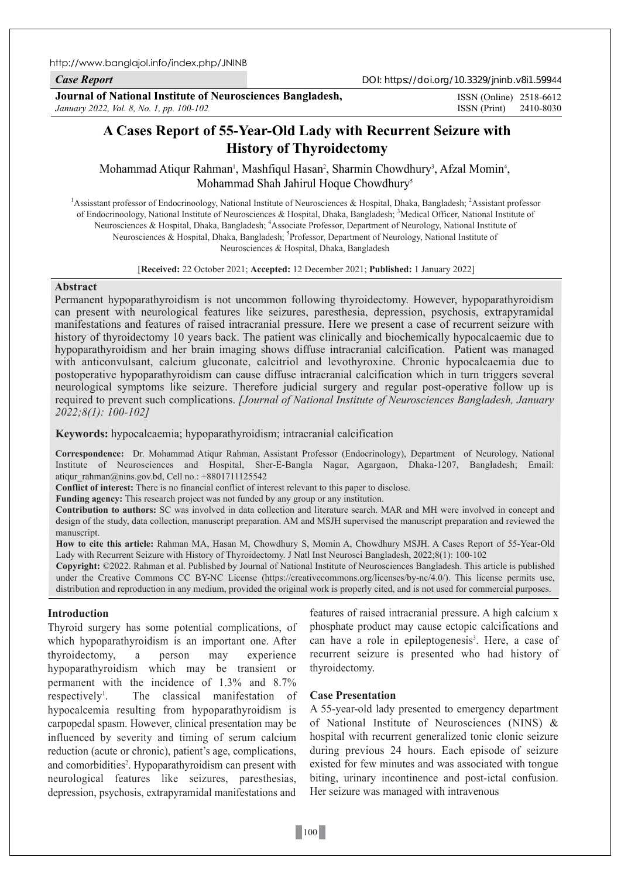*Case Report*

**Journal of National Institute of Neurosciences Bangladesh,**
*January 2022, Vol. 8, No. 1, pp. 100-102*

DOI: https://doi.org/10.3329/jninb.v8i1.59944

ISSN (Online) 2518-6612
ISSN (Print) 2410-8030

# A Cases Report of 55-Year-Old Lady with Recurrent Seizure with History of Thyroidectomy

Mohammad Atiqur Rahman[1], Mashfiqul Hasan[2], Sharmin Chowdhury[3], Afzal Momin[4], Mohammad Shah Jahirul Hoque Chowdhury[5]

[1]Assisstant professor of Endocrinoology, National Institute of Neurosciences & Hospital, Dhaka, Bangladesh; [2]Assistant professor of Endocrinoology, National Institute of Neurosciences & Hospital, Dhaka, Bangladesh; [3]Medical Officer, National Institute of Neurosciences & Hospital, Dhaka, Bangladesh; [4]Associate Professor, Department of Neurology, National Institute of Neurosciences & Hospital, Dhaka, Bangladesh; [5]Professor, Department of Neurology, National Institute of Neurosciences & Hospital, Dhaka, Bangladesh

[**Received:** 22 October 2021; **Accepted:** 12 December 2021; **Published:** 1 January 2022]

## Abstract

Permanent hypoparathyroidism is not uncommon following thyroidectomy. However, hypoparathyroidism can present with neurological features like seizures, paresthesia, depression, psychosis, extrapyramidal manifestations and features of raised intracranial pressure. Here we present a case of recurrent seizure with history of thyroidectomy 10 years back. The patient was clinically and biochemically hypocalcaemic due to hypoparathyroidism and her brain imaging shows diffuse intracranial calcification. Patient was managed with anticonvulsant, calcium gluconate, calcitriol and levothyroxine. Chronic hypocalcaemia due to postoperative hypoparathyroidism can cause diffuse intracranial calcification which in turn triggers several neurological symptoms like seizure. Therefore judicial surgery and regular post-operative follow up is required to prevent such complications. *[Journal of National Institute of Neurosciences Bangladesh, January 2022;8(1): 100-102]*

**Keywords:** hypocalcaemia; hypoparathyroidism; intracranial calcification

**Correspondence:** Dr. Mohammad Atiqur Rahman, Assistant Professor (Endocrinology), Department of Neurology, National Institute of Neurosciences and Hospital, Sher-E-Bangla Nagar, Agargaon, Dhaka-1207, Bangladesh; Email: atiqur_rahman@nins.gov.bd, Cell no.: +8801711125542

**Conflict of interest:** There is no financial conflict of interest relevant to this paper to disclose.

**Funding agency:** This research project was not funded by any group or any institution.

**Contribution to authors:** SC was involved in data collection and literature search. MAR and MH were involved in concept and design of the study, data collection, manuscript preparation. AM and MSJH supervised the manuscript preparation and reviewed the manuscript.

**How to cite this article:** Rahman MA, Hasan M, Chowdhury S, Momin A, Chowdhury MSJH. A Cases Report of 55-Year-Old Lady with Recurrent Seizure with History of Thyroidectomy. J Natl Inst Neurosci Bangladesh, 2022;8(1): 100-102

**Copyright:** ©2022. Rahman et al. Published by Journal of National Institute of Neurosciences Bangladesh. This article is published under the Creative Commons CC BY-NC License (https://creativecommons.org/licenses/by-nc/4.0/). This license permits use, distribution and reproduction in any medium, provided the original work is properly cited, and is not used for commercial purposes.

## Introduction

Thyroid surgery has some potential complications, of which hypoparathyroidism is an important one. After thyroidectomy, a person may experience hypoparathyroidism which may be transient or permanent with the incidence of 1.3% and 8.7% respectively[1]. The classical manifestation of hypocalcemia resulting from hypoparathyroidism is carpopedal spasm. However, clinical presentation may be influenced by severity and timing of serum calcium reduction (acute or chronic), patient's age, complications, and comorbidities[2]. Hypoparathyroidism can present with neurological features like seizures, paresthesias, depression, psychosis, extrapyramidal manifestations and features of raised intracranial pressure. A high calcium x phosphate product may cause ectopic calcifications and can have a role in epileptogenesis[3]. Here, a case of recurrent seizure is presented who had history of thyroidectomy.

## Case Presentation

A 55-year-old lady presented to emergency department of National Institute of Neurosciences (NINS) & hospital with recurrent generalized tonic clonic seizure during previous 24 hours. Each episode of seizure existed for few minutes and was associated with tongue biting, urinary incontinence and post-ictal confusion. Her seizure was managed with intravenous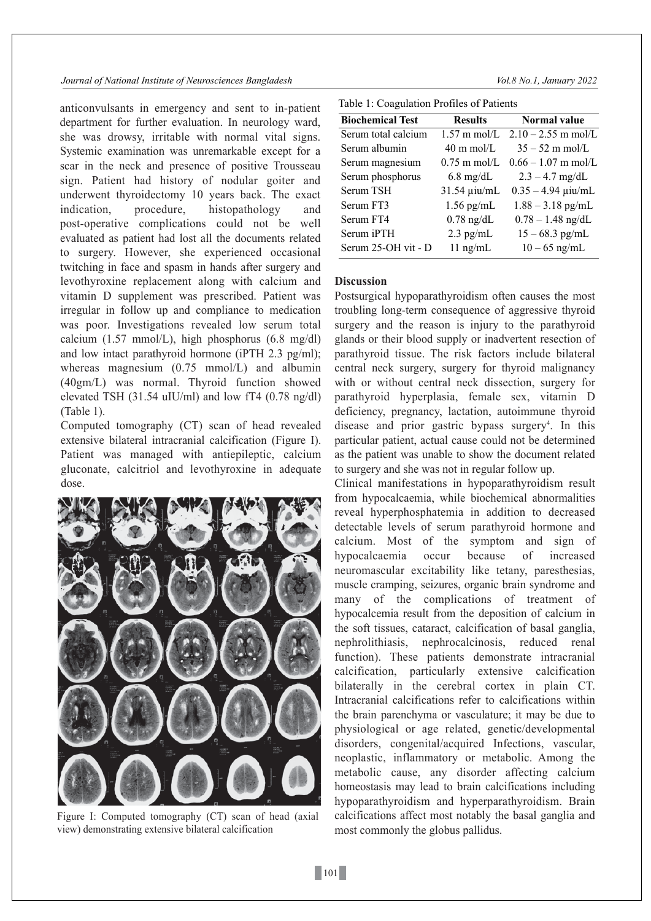anticonvulsants in emergency and sent to in-patient department for further evaluation. In neurology ward, she was drowsy, irritable with normal vital signs. Systemic examination was unremarkable except for a scar in the neck and presence of positive Trousseau sign. Patient had history of nodular goiter and underwent thyroidectomy 10 years back. The exact indication, procedure, histopathology and post-operative complications could not be well evaluated as patient had lost all the documents related to surgery. However, she experienced occasional twitching in face and spasm in hands after surgery and levothyroxine replacement along with calcium and vitamin D supplement was prescribed. Patient was irregular in follow up and compliance to medication was poor. Investigations revealed low serum total calcium (1.57 mmol/L), high phosphorus (6.8 mg/dl) and low intact parathyroid hormone (iPTH 2.3 pg/ml); whereas magnesium (0.75 mmol/L) and albumin (40gm/L) was normal. Thyroid function showed elevated TSH (31.54 uIU/ml) and low fT4 (0.78 ng/dl) (Table 1).

Computed tomography (CT) scan of head revealed extensive bilateral intracranial calcification (Figure I). Patient was managed with antiepileptic, calcium gluconate, calcitriol and levothyroxine in adequate dose.

Figure I: Computed tomography (CT) scan of head (axial view) demonstrating extensive bilateral calcification

Table 1: Coagulation Profiles of Patients

| Biochemical Test | Results | Normal value |
|---|---|---|
| Serum total calcium | 1.57 m mol/L | 2.10 – 2.55 m mol/L |
| Serum albumin | 40 m mol/L | 35 – 52 m mol/L |
| Serum magnesium | 0.75 m mol/L | 0.66 – 1.07 m mol/L |
| Serum phosphorus | 6.8 mg/dL | 2.3 – 4.7 mg/dL |
| Serum TSH | 31.54 µiu/mL | 0.35 – 4.94 µiu/mL |
| Serum FT3 | 1.56 pg/mL | 1.88 – 3.18 pg/mL |
| Serum FT4 | 0.78 ng/dL | 0.78 – 1.48 ng/dL |
| Serum iPTH | 2.3 pg/mL | 15 – 68.3 pg/mL |
| Serum 25-OH vit - D | 11 ng/mL | 10 – 65 ng/mL |

## Discussion

Postsurgical hypoparathyroidism often causes the most troubling long-term consequence of aggressive thyroid surgery and the reason is injury to the parathyroid glands or their blood supply or inadvertent resection of parathyroid tissue. The risk factors include bilateral central neck surgery, surgery for thyroid malignancy with or without central neck dissection, surgery for parathyroid hyperplasia, female sex, vitamin D deficiency, pregnancy, lactation, autoimmune thyroid disease and prior gastric bypass surgery[4]. In this particular patient, actual cause could not be determined as the patient was unable to show the document related to surgery and she was not in regular follow up.

Clinical manifestations in hypoparathyroidism result from hypocalcaemia, while biochemical abnormalities reveal hyperphosphatemia in addition to decreased detectable levels of serum parathyroid hormone and calcium. Most of the symptom and sign of hypocalcaemia occur because of increased neuromascular excitability like tetany, paresthesias, muscle cramping, seizures, organic brain syndrome and many of the complications of treatment of hypocalcemia result from the deposition of calcium in the soft tissues, cataract, calcification of basal ganglia, nephrolithiasis, nephrocalcinosis, reduced renal function). These patients demonstrate intracranial calcification, particularly extensive calcification bilaterally in the cerebral cortex in plain CT. Intracranial calcifications refer to calcifications within the brain parenchyma or vasculature; it may be due to physiological or age related, genetic/developmental disorders, congenital/acquired Infections, vascular, neoplastic, inflammatory or metabolic. Among the metabolic cause, any disorder affecting calcium homeostasis may lead to brain calcifications including hypoparathyroidism and hyperparathyroidism. Brain calcifications affect most notably the basal ganglia and most commonly the globus pallidus.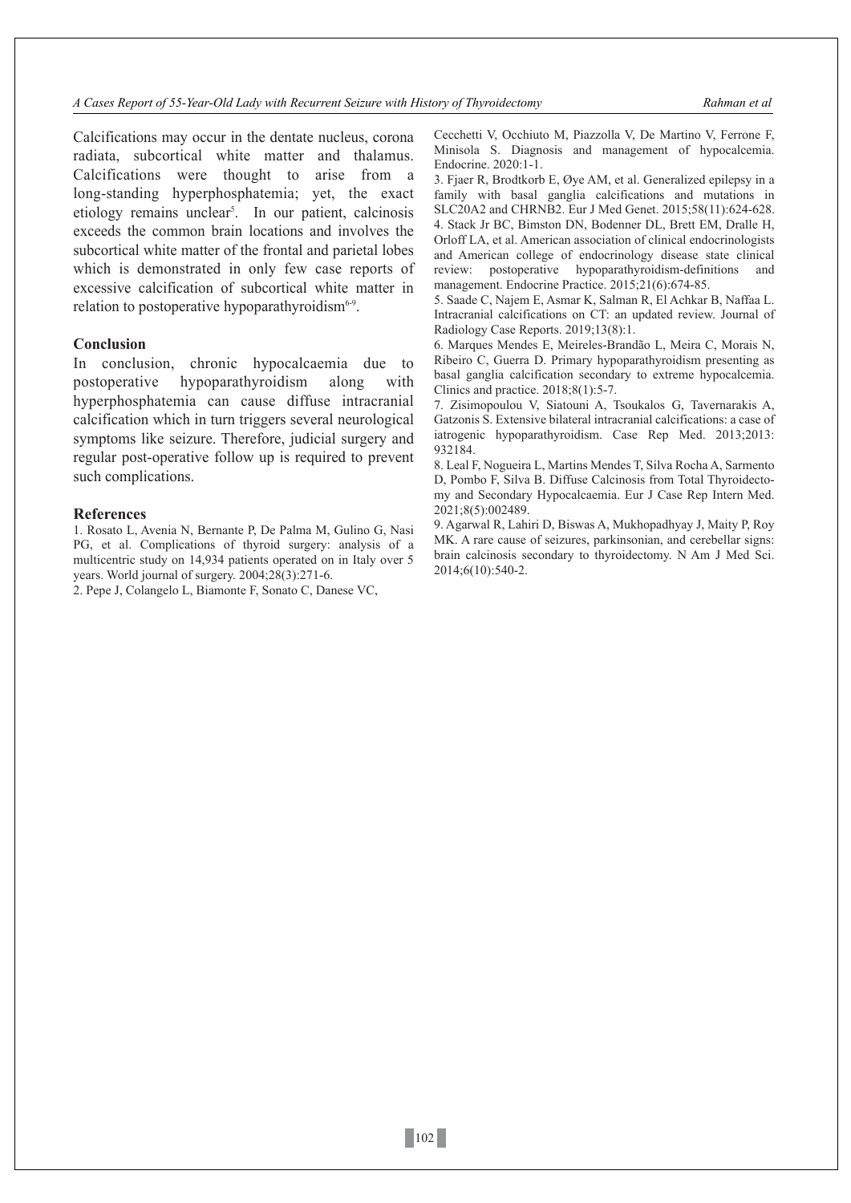Calcifications may occur in the dentate nucleus, corona radiata, subcortical white matter and thalamus. Calcifications were thought to arise from a long-standing hyperphosphatemia; yet, the exact etiology remains unclear[5]. In our patient, calcinosis exceeds the common brain locations and involves the subcortical white matter of the frontal and parietal lobes which is demonstrated in only few case reports of excessive calcification of subcortical white matter in relation to postoperative hypoparathyroidism[6-9].

### Conclusion

In conclusion, chronic hypocalcaemia due to postoperative hypoparathyroidism along with hyperphosphatemia can cause diffuse intracranial calcification which in turn triggers several neurological symptoms like seizure. Therefore, judicial surgery and regular post-operative follow up is required to prevent such complications.

### References

1. Rosato L, Avenia N, Bernante P, De Palma M, Gulino G, Nasi PG, et al. Complications of thyroid surgery: analysis of a multicentric study on 14,934 patients operated on in Italy over 5 years. World journal of surgery. 2004;28(3):271-6.
2. Pepe J, Colangelo L, Biamonte F, Sonato C, Danese VC, Cecchetti V, Occhiuto M, Piazzolla V, De Martino V, Ferrone F, Minisola S. Diagnosis and management of hypocalcemia. Endocrine. 2020:1-1.
3. Fjaer R, Brodtkorb E, Øye AM, et al. Generalized epilepsy in a family with basal ganglia calcifications and mutations in SLC20A2 and CHRNB2. Eur J Med Genet. 2015;58(11):624-628.
4. Stack Jr BC, Bimston DN, Bodenner DL, Brett EM, Dralle H, Orloff LA, et al. American association of clinical endocrinologists and American college of endocrinology disease state clinical review: postoperative hypoparathyroidism-definitions and management. Endocrine Practice. 2015;21(6):674-85.
5. Saade C, Najem E, Asmar K, Salman R, El Achkar B, Naffaa L. Intracranial calcifications on CT: an updated review. Journal of Radiology Case Reports. 2019;13(8):1.
6. Marques Mendes E, Meireles-Brandão L, Meira C, Morais N, Ribeiro C, Guerra D. Primary hypoparathyroidism presenting as basal ganglia calcification secondary to extreme hypocalcemia. Clinics and practice. 2018;8(1):5-7.
7. Zisimopoulou V, Siatouni A, Tsoukalos G, Tavernarakis A, Gatzonis S. Extensive bilateral intracranial calcifications: a case of iatrogenic hypoparathyroidism. Case Rep Med. 2013;2013: 932184.
8. Leal F, Nogueira L, Martins Mendes T, Silva Rocha A, Sarmento D, Pombo F, Silva B. Diffuse Calcinosis from Total Thyroidectomy and Secondary Hypocalcaemia. Eur J Case Rep Intern Med. 2021;8(5):002489.
9. Agarwal R, Lahiri D, Biswas A, Mukhopadhyay J, Maity P, Roy MK. A rare cause of seizures, parkinsonian, and cerebellar signs: brain calcinosis secondary to thyroidectomy. N Am J Med Sci. 2014;6(10):540-2.